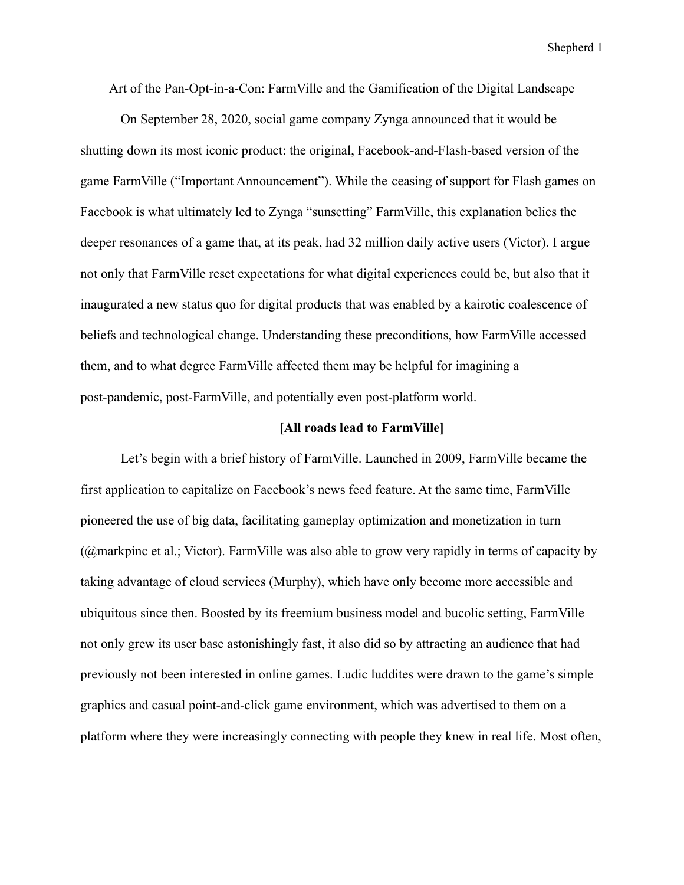# Art of the Pan-Opt-in-a-Con: FarmVille and the Gamification of the Digital Landscape

On September 28, 2020, social game company Zynga announced that it would be shutting down its most iconic product: the original, Facebook-and-Flash-based version of the game FarmVille ("Important Announcement"). While the ceasing of support for Flash games on Facebook is what ultimately led to Zynga "sunsetting" FarmVille, this explanation belies the deeper resonances of a game that, at its peak, had 32 million daily active users (Victor). I argue not only that FarmVille reset expectations for what digital experiences could be, but also that it inaugurated a new status quo for digital products that was enabled by a kairotic coalescence of beliefs and technological change. Understanding these preconditions, how FarmVille accessed them, and to what degree FarmVille affected them may be helpful for imagining a post-pandemic, post-FarmVille, and potentially even post-platform world.

## [All roads lead to FarmVille]

Let's begin with a brief history of FarmVille. Launched in 2009, FarmVille became the first application to capitalize on Facebook's news feed feature. At the same time, FarmVille pioneered the use of big data, facilitating gameplay optimization and monetization in turn (@markpinc et al.; Victor). FarmVille was also able to grow very rapidly in terms of capacity by taking advantage of cloud services (Murphy), which have only become more accessible and ubiquitous since then. Boosted by its freemium business model and bucolic setting, FarmVille not only grew its user base astonishingly fast, it also did so by attracting an audience that had previously not been interested in online games. Ludic luddites were drawn to the game's simple graphics and casual point-and-click game environment, which was advertised to them on a platform where they were increasingly connecting with people they knew in real life. Most often,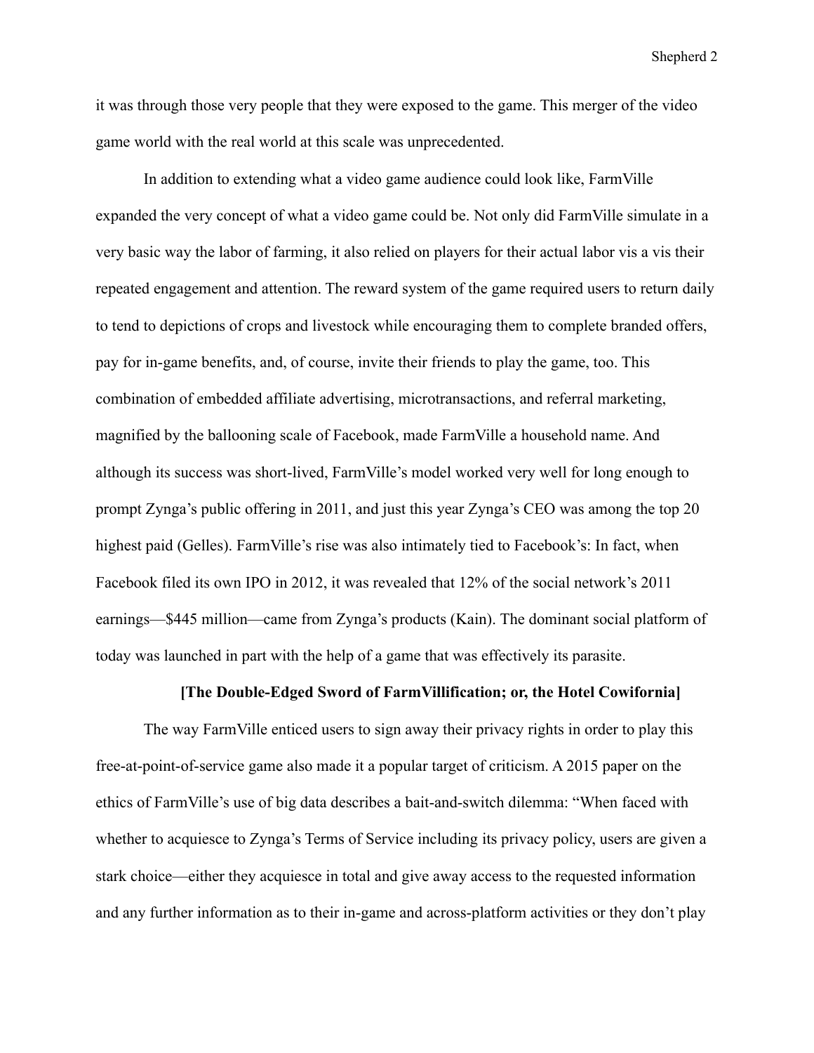it was through those very people that they were exposed to the game. This merger of the video game world with the real world at this scale was unprecedented.

In addition to extending what a video game audience could look like, FarmVille expanded the very concept of what a video game could be. Not only did FarmVille simulate in a very basic way the labor of farming, it also relied on players for their actual labor vis a vis their repeated engagement and attention. The reward system of the game required users to return daily to tend to depictions of crops and livestock while encouraging them to complete branded offers, pay for in-game benefits, and, of course, invite their friends to play the game, too. This combination of embedded affiliate advertising, microtransactions, and referral marketing, magnified by the ballooning scale of Facebook, made FarmVille a household name. And although its success was short-lived, FarmVille's model worked very well for long enough to prompt Zynga's public offering in 2011, and just this year Zynga's CEO was among the top 20 highest paid (Gelles). FarmVille's rise was also intimately tied to Facebook's: In fact, when Facebook filed its own IPO in 2012, it was revealed that 12% of the social network's 2011 earnings—$445 million—came from Zynga's products (Kain). The dominant social platform of today was launched in part with the help of a game that was effectively its parasite.

**[The Double-Edged Sword of FarmVillification; or, the Hotel Cowifornia]**

The way FarmVille enticed users to sign away their privacy rights in order to play this free-at-point-of-service game also made it a popular target of criticism. A 2015 paper on the ethics of FarmVille's use of big data describes a bait-and-switch dilemma: "When faced with whether to acquiesce to Zynga's Terms of Service including its privacy policy, users are given a stark choice—either they acquiesce in total and give away access to the requested information and any further information as to their in-game and across-platform activities or they don't play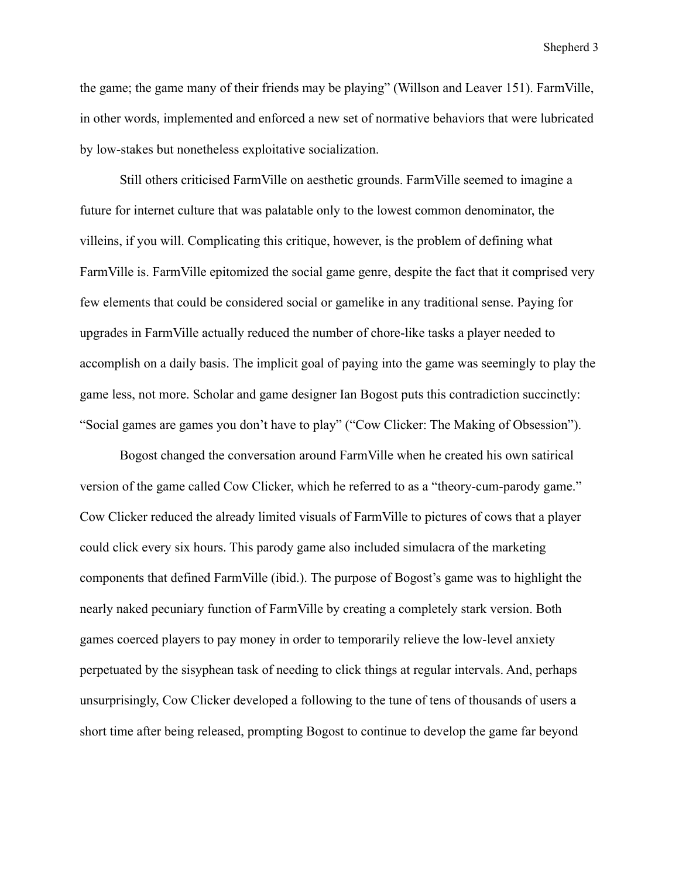the game; the game many of their friends may be playing" (Willson and Leaver 151). FarmVille, in other words, implemented and enforced a new set of normative behaviors that were lubricated by low-stakes but nonetheless exploitative socialization.

Still others criticised FarmVille on aesthetic grounds. FarmVille seemed to imagine a future for internet culture that was palatable only to the lowest common denominator, the villeins, if you will. Complicating this critique, however, is the problem of defining what FarmVille is. FarmVille epitomized the social game genre, despite the fact that it comprised very few elements that could be considered social or gamelike in any traditional sense. Paying for upgrades in FarmVille actually reduced the number of chore-like tasks a player needed to accomplish on a daily basis. The implicit goal of paying into the game was seemingly to play the game less, not more. Scholar and game designer Ian Bogost puts this contradiction succinctly: "Social games are games you don't have to play" ("Cow Clicker: The Making of Obsession").

Bogost changed the conversation around FarmVille when he created his own satirical version of the game called Cow Clicker, which he referred to as a "theory-cum-parody game." Cow Clicker reduced the already limited visuals of FarmVille to pictures of cows that a player could click every six hours. This parody game also included simulacra of the marketing components that defined FarmVille (ibid.). The purpose of Bogost's game was to highlight the nearly naked pecuniary function of FarmVille by creating a completely stark version. Both games coerced players to pay money in order to temporarily relieve the low-level anxiety perpetuated by the sisyphean task of needing to click things at regular intervals. And, perhaps unsurprisingly, Cow Clicker developed a following to the tune of tens of thousands of users a short time after being released, prompting Bogost to continue to develop the game far beyond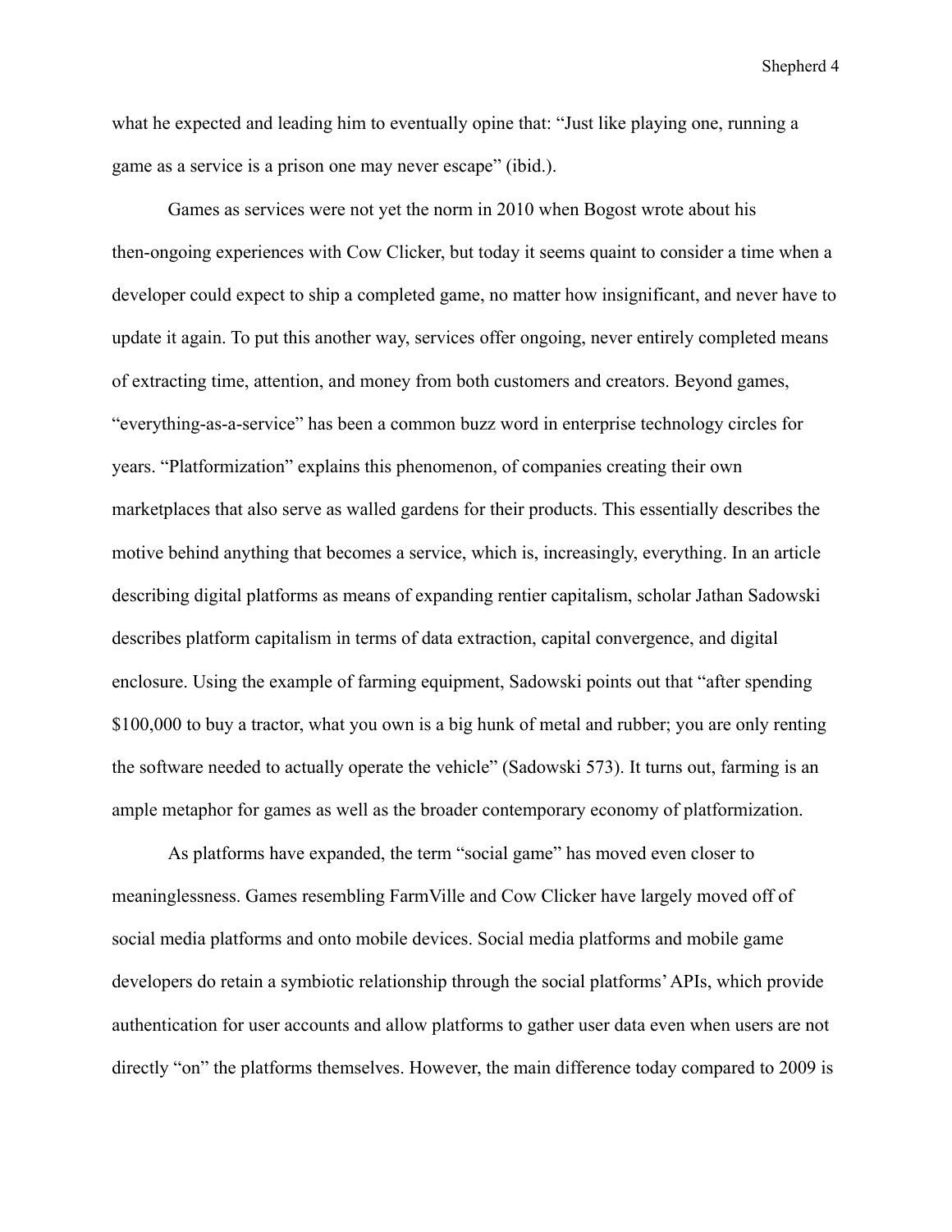what he expected and leading him to eventually opine that: "Just like playing one, running a game as a service is a prison one may never escape" (ibid.).

Games as services were not yet the norm in 2010 when Bogost wrote about his then-ongoing experiences with Cow Clicker, but today it seems quaint to consider a time when a developer could expect to ship a completed game, no matter how insignificant, and never have to update it again. To put this another way, services offer ongoing, never entirely completed means of extracting time, attention, and money from both customers and creators. Beyond games, "everything-as-a-service" has been a common buzz word in enterprise technology circles for years. "Platformization" explains this phenomenon, of companies creating their own marketplaces that also serve as walled gardens for their products. This essentially describes the motive behind anything that becomes a service, which is, increasingly, everything. In an article describing digital platforms as means of expanding rentier capitalism, scholar Jathan Sadowski describes platform capitalism in terms of data extraction, capital convergence, and digital enclosure. Using the example of farming equipment, Sadowski points out that "after spending $100,000 to buy a tractor, what you own is a big hunk of metal and rubber; you are only renting the software needed to actually operate the vehicle" (Sadowski 573). It turns out, farming is an ample metaphor for games as well as the broader contemporary economy of platformization.

As platforms have expanded, the term "social game" has moved even closer to meaninglessness. Games resembling FarmVille and Cow Clicker have largely moved off of social media platforms and onto mobile devices. Social media platforms and mobile game developers do retain a symbiotic relationship through the social platforms' APIs, which provide authentication for user accounts and allow platforms to gather user data even when users are not directly "on" the platforms themselves. However, the main difference today compared to 2009 is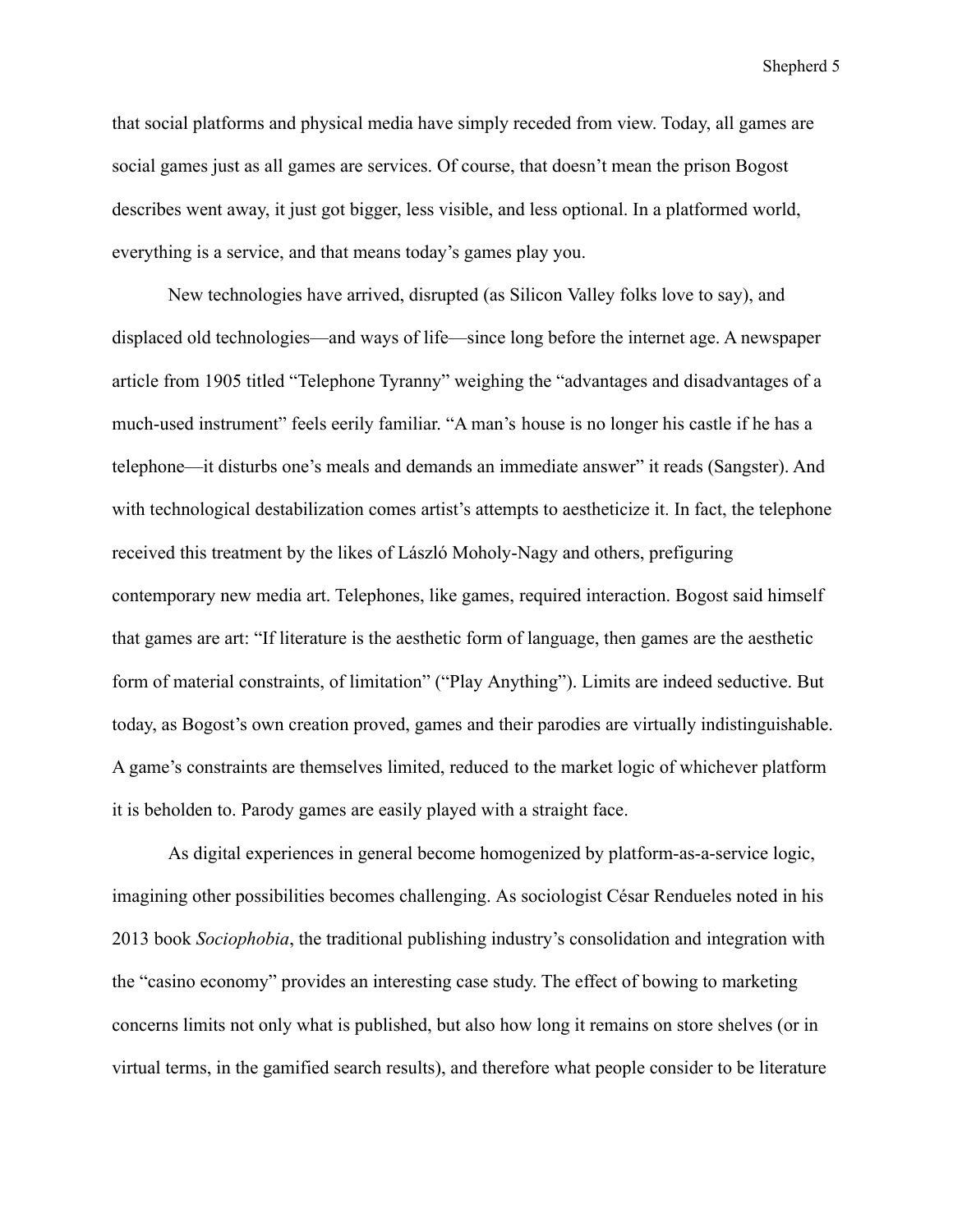that social platforms and physical media have simply receded from view. Today, all games are social games just as all games are services. Of course, that doesn't mean the prison Bogost describes went away, it just got bigger, less visible, and less optional. In a platformed world, everything is a service, and that means today's games play you.

New technologies have arrived, disrupted (as Silicon Valley folks love to say), and displaced old technologies—and ways of life—since long before the internet age. A newspaper article from 1905 titled "Telephone Tyranny" weighing the "advantages and disadvantages of a much-used instrument" feels eerily familiar. "A man's house is no longer his castle if he has a telephone—it disturbs one's meals and demands an immediate answer" it reads (Sangster). And with technological destabilization comes artist's attempts to aestheticize it. In fact, the telephone received this treatment by the likes of László Moholy-Nagy and others, prefiguring contemporary new media art. Telephones, like games, required interaction. Bogost said himself that games are art: "If literature is the aesthetic form of language, then games are the aesthetic form of material constraints, of limitation" ("Play Anything"). Limits are indeed seductive. But today, as Bogost's own creation proved, games and their parodies are virtually indistinguishable. A game's constraints are themselves limited, reduced to the market logic of whichever platform it is beholden to. Parody games are easily played with a straight face.

As digital experiences in general become homogenized by platform-as-a-service logic, imagining other possibilities becomes challenging. As sociologist César Rendueles noted in his 2013 book *Sociophobia*, the traditional publishing industry's consolidation and integration with the "casino economy" provides an interesting case study. The effect of bowing to marketing concerns limits not only what is published, but also how long it remains on store shelves (or in virtual terms, in the gamified search results), and therefore what people consider to be literature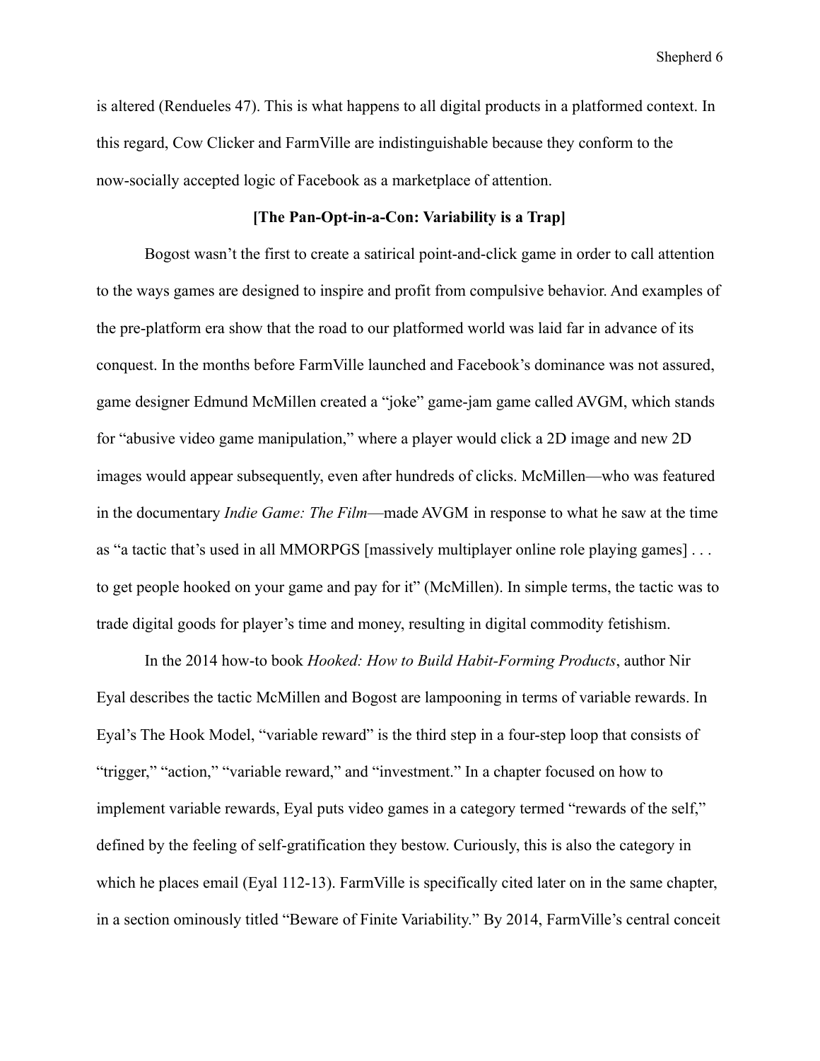is altered (Rendueles 47). This is what happens to all digital products in a platformed context. In this regard, Cow Clicker and FarmVille are indistinguishable because they conform to the now-socially accepted logic of Facebook as a marketplace of attention.

## [The Pan-Opt-in-a-Con: Variability is a Trap]

Bogost wasn't the first to create a satirical point-and-click game in order to call attention to the ways games are designed to inspire and profit from compulsive behavior. And examples of the pre-platform era show that the road to our platformed world was laid far in advance of its conquest. In the months before FarmVille launched and Facebook's dominance was not assured, game designer Edmund McMillen created a "joke" game-jam game called AVGM, which stands for "abusive video game manipulation," where a player would click a 2D image and new 2D images would appear subsequently, even after hundreds of clicks. McMillen—who was featured in the documentary *Indie Game: The Film*—made AVGM in response to what he saw at the time as "a tactic that's used in all MMORPGS [massively multiplayer online role playing games] . . . to get people hooked on your game and pay for it" (McMillen). In simple terms, the tactic was to trade digital goods for player's time and money, resulting in digital commodity fetishism.

In the 2014 how-to book *Hooked: How to Build Habit-Forming Products*, author Nir Eyal describes the tactic McMillen and Bogost are lampooning in terms of variable rewards. In Eyal's The Hook Model, "variable reward" is the third step in a four-step loop that consists of "trigger," "action," "variable reward," and "investment." In a chapter focused on how to implement variable rewards, Eyal puts video games in a category termed "rewards of the self," defined by the feeling of self-gratification they bestow. Curiously, this is also the category in which he places email (Eyal 112-13). FarmVille is specifically cited later on in the same chapter, in a section ominously titled "Beware of Finite Variability." By 2014, FarmVille's central conceit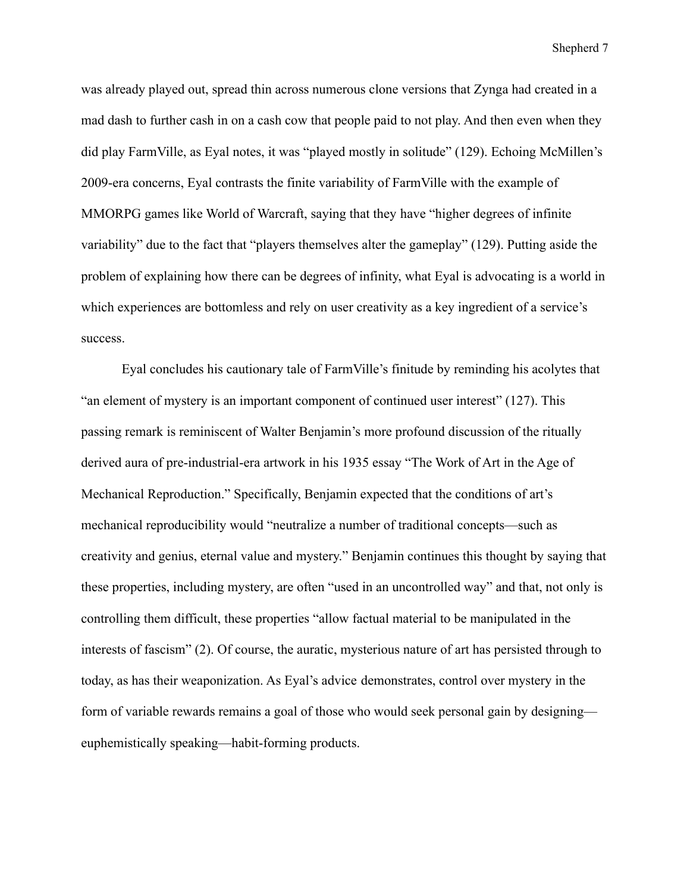was already played out, spread thin across numerous clone versions that Zynga had created in a mad dash to further cash in on a cash cow that people paid to not play. And then even when they did play FarmVille, as Eyal notes, it was "played mostly in solitude" (129). Echoing McMillen's 2009-era concerns, Eyal contrasts the finite variability of FarmVille with the example of MMORPG games like World of Warcraft, saying that they have "higher degrees of infinite variability" due to the fact that "players themselves alter the gameplay" (129). Putting aside the problem of explaining how there can be degrees of infinity, what Eyal is advocating is a world in which experiences are bottomless and rely on user creativity as a key ingredient of a service's success.

Eyal concludes his cautionary tale of FarmVille's finitude by reminding his acolytes that "an element of mystery is an important component of continued user interest" (127). This passing remark is reminiscent of Walter Benjamin's more profound discussion of the ritually derived aura of pre-industrial-era artwork in his 1935 essay "The Work of Art in the Age of Mechanical Reproduction." Specifically, Benjamin expected that the conditions of art's mechanical reproducibility would "neutralize a number of traditional concepts—such as creativity and genius, eternal value and mystery." Benjamin continues this thought by saying that these properties, including mystery, are often "used in an uncontrolled way" and that, not only is controlling them difficult, these properties "allow factual material to be manipulated in the interests of fascism" (2). Of course, the auratic, mysterious nature of art has persisted through to today, as has their weaponization. As Eyal's advice demonstrates, control over mystery in the form of variable rewards remains a goal of those who would seek personal gain by designing—euphemistically speaking—habit-forming products.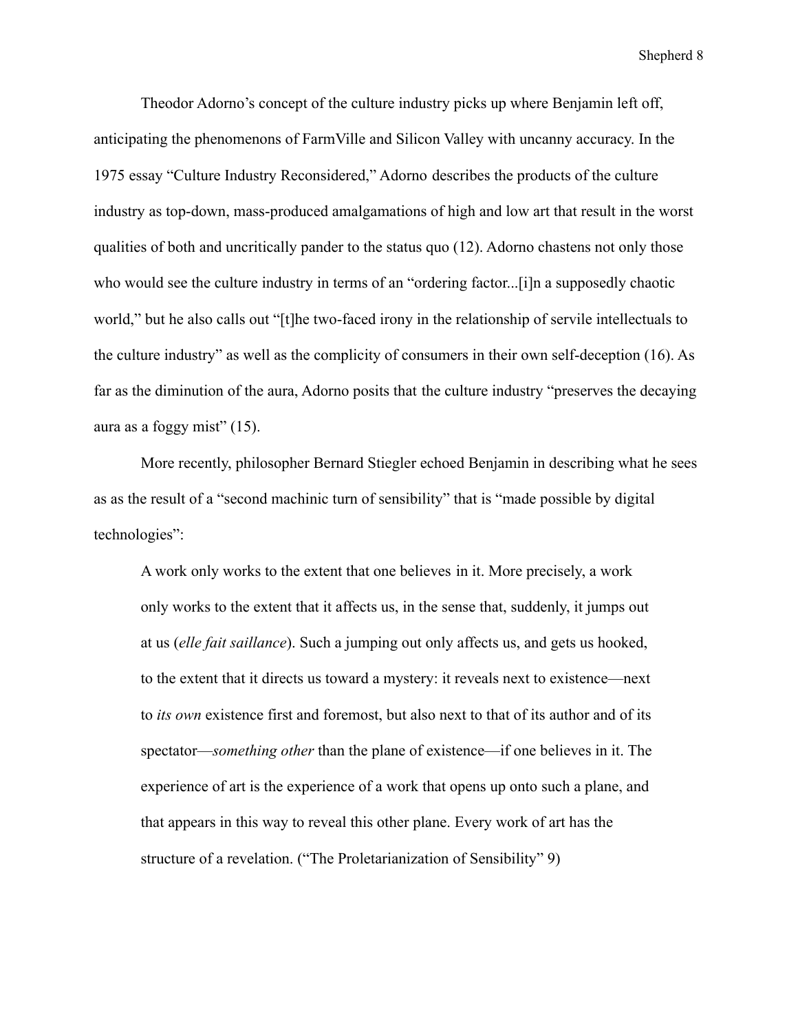Theodor Adorno's concept of the culture industry picks up where Benjamin left off, anticipating the phenomenons of FarmVille and Silicon Valley with uncanny accuracy. In the 1975 essay "Culture Industry Reconsidered," Adorno describes the products of the culture industry as top-down, mass-produced amalgamations of high and low art that result in the worst qualities of both and uncritically pander to the status quo (12). Adorno chastens not only those who would see the culture industry in terms of an "ordering factor...[i]n a supposedly chaotic world," but he also calls out "[t]he two-faced irony in the relationship of servile intellectuals to the culture industry" as well as the complicity of consumers in their own self-deception (16). As far as the diminution of the aura, Adorno posits that the culture industry "preserves the decaying aura as a foggy mist" (15).

More recently, philosopher Bernard Stiegler echoed Benjamin in describing what he sees as as the result of a "second machinic turn of sensibility" that is "made possible by digital technologies":

> A work only works to the extent that one believes in it. More precisely, a work only works to the extent that it affects us, in the sense that, suddenly, it jumps out at us (*elle fait saillance*). Such a jumping out only affects us, and gets us hooked, to the extent that it directs us toward a mystery: it reveals next to existence—next to *its own* existence first and foremost, but also next to that of its author and of its spectator—*something other* than the plane of existence—if one believes in it. The experience of art is the experience of a work that opens up onto such a plane, and that appears in this way to reveal this other plane. Every work of art has the structure of a revelation. ("The Proletarianization of Sensibility" 9)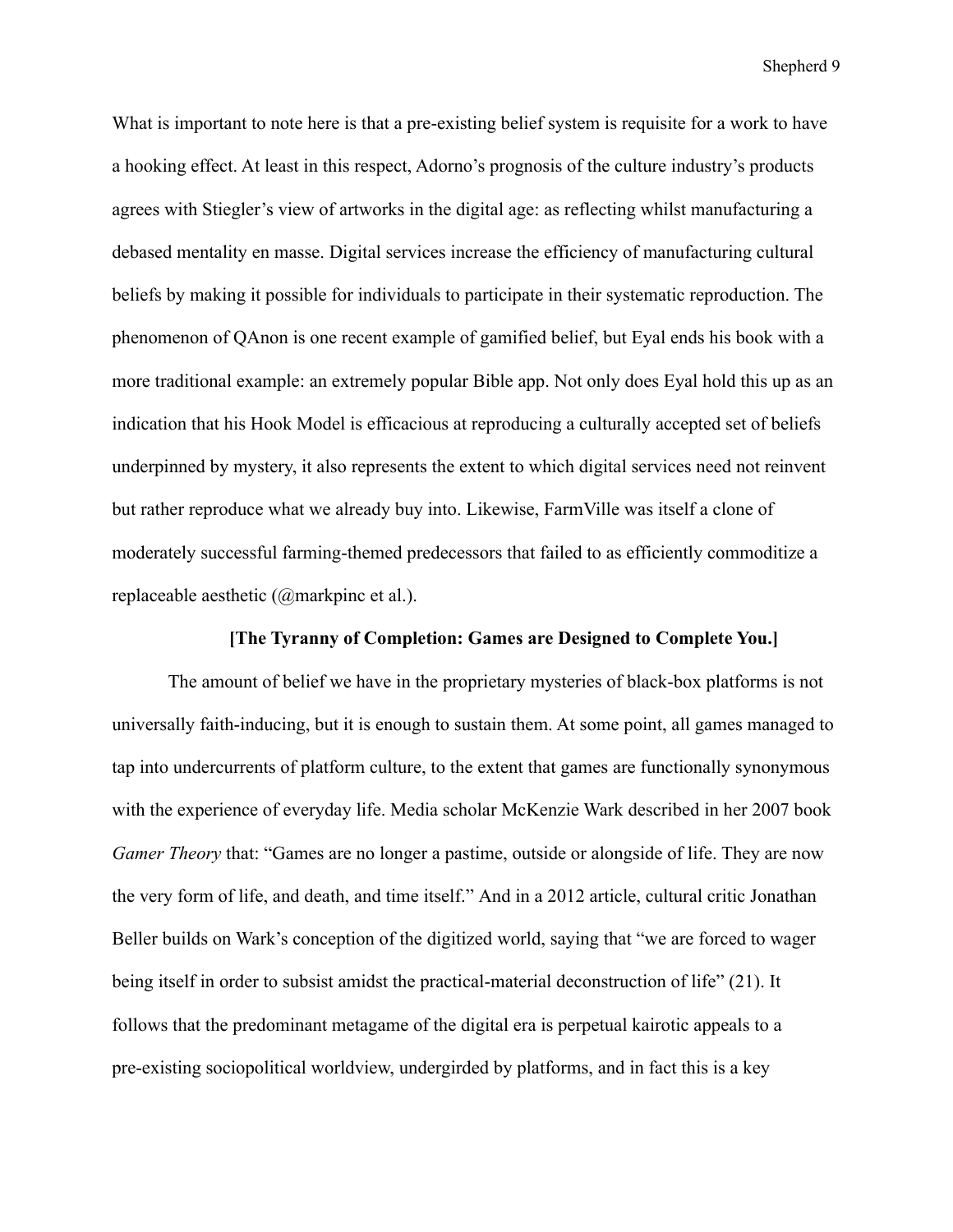What is important to note here is that a pre-existing belief system is requisite for a work to have a hooking effect. At least in this respect, Adorno's prognosis of the culture industry's products agrees with Stiegler's view of artworks in the digital age: as reflecting whilst manufacturing a debased mentality en masse. Digital services increase the efficiency of manufacturing cultural beliefs by making it possible for individuals to participate in their systematic reproduction. The phenomenon of QAnon is one recent example of gamified belief, but Eyal ends his book with a more traditional example: an extremely popular Bible app. Not only does Eyal hold this up as an indication that his Hook Model is efficacious at reproducing a culturally accepted set of beliefs underpinned by mystery, it also represents the extent to which digital services need not reinvent but rather reproduce what we already buy into. Likewise, FarmVille was itself a clone of moderately successful farming-themed predecessors that failed to as efficiently commoditize a replaceable aesthetic (@markpinc et al.).

**[The Tyranny of Completion: Games are Designed to Complete You.]**

The amount of belief we have in the proprietary mysteries of black-box platforms is not universally faith-inducing, but it is enough to sustain them. At some point, all games managed to tap into undercurrents of platform culture, to the extent that games are functionally synonymous with the experience of everyday life. Media scholar McKenzie Wark described in her 2007 book *Gamer Theory* that: "Games are no longer a pastime, outside or alongside of life. They are now the very form of life, and death, and time itself." And in a 2012 article, cultural critic Jonathan Beller builds on Wark's conception of the digitized world, saying that "we are forced to wager being itself in order to subsist amidst the practical-material deconstruction of life" (21). It follows that the predominant metagame of the digital era is perpetual kairotic appeals to a pre-existing sociopolitical worldview, undergirded by platforms, and in fact this is a key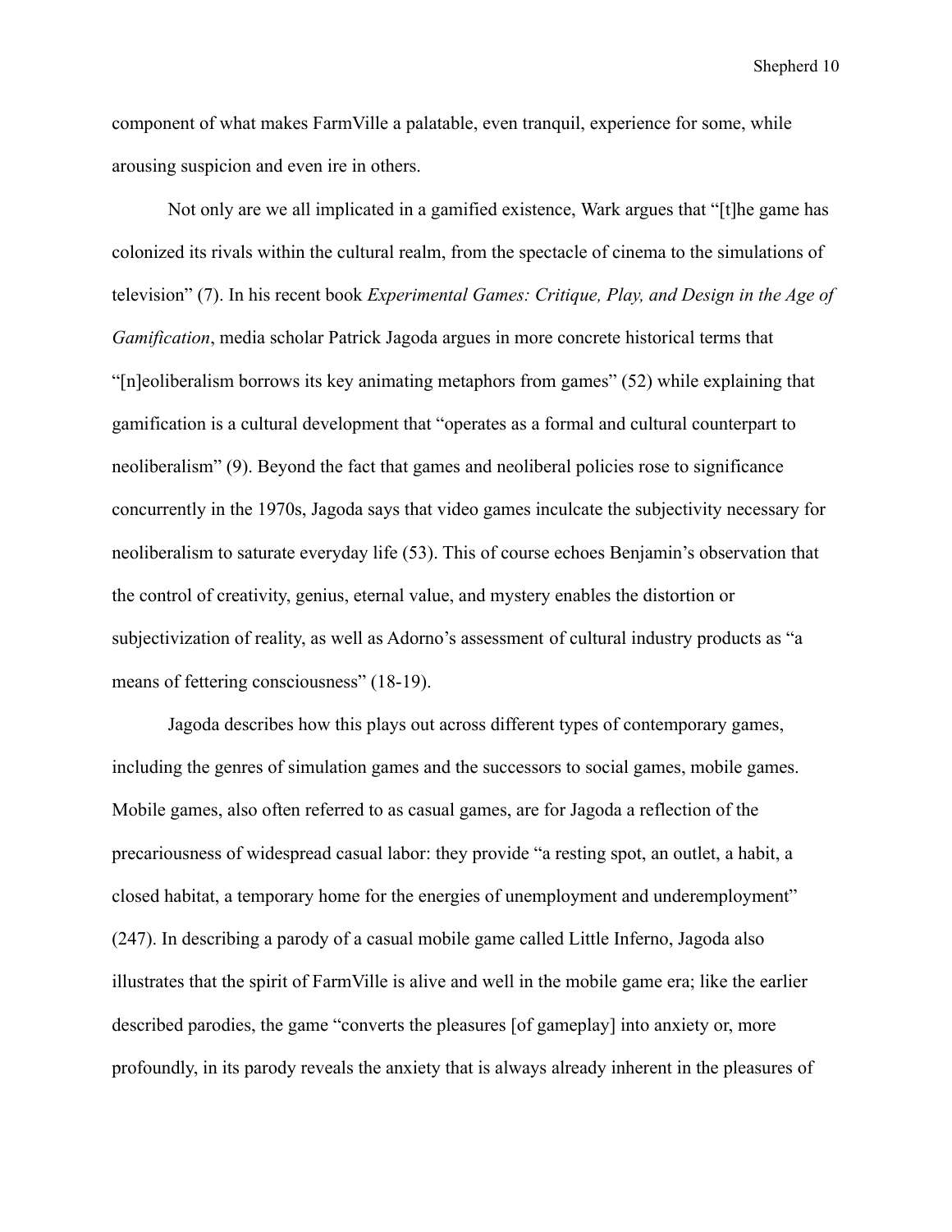component of what makes FarmVille a palatable, even tranquil, experience for some, while arousing suspicion and even ire in others.

Not only are we all implicated in a gamified existence, Wark argues that "[t]he game has colonized its rivals within the cultural realm, from the spectacle of cinema to the simulations of television" (7). In his recent book *Experimental Games: Critique, Play, and Design in the Age of Gamification*, media scholar Patrick Jagoda argues in more concrete historical terms that "[n]eoliberalism borrows its key animating metaphors from games" (52) while explaining that gamification is a cultural development that "operates as a formal and cultural counterpart to neoliberalism" (9). Beyond the fact that games and neoliberal policies rose to significance concurrently in the 1970s, Jagoda says that video games inculcate the subjectivity necessary for neoliberalism to saturate everyday life (53). This of course echoes Benjamin's observation that the control of creativity, genius, eternal value, and mystery enables the distortion or subjectivization of reality, as well as Adorno's assessment of cultural industry products as "a means of fettering consciousness" (18-19).

Jagoda describes how this plays out across different types of contemporary games, including the genres of simulation games and the successors to social games, mobile games. Mobile games, also often referred to as casual games, are for Jagoda a reflection of the precariousness of widespread casual labor: they provide "a resting spot, an outlet, a habit, a closed habitat, a temporary home for the energies of unemployment and underemployment" (247). In describing a parody of a casual mobile game called Little Inferno, Jagoda also illustrates that the spirit of FarmVille is alive and well in the mobile game era; like the earlier described parodies, the game "converts the pleasures [of gameplay] into anxiety or, more profoundly, in its parody reveals the anxiety that is always already inherent in the pleasures of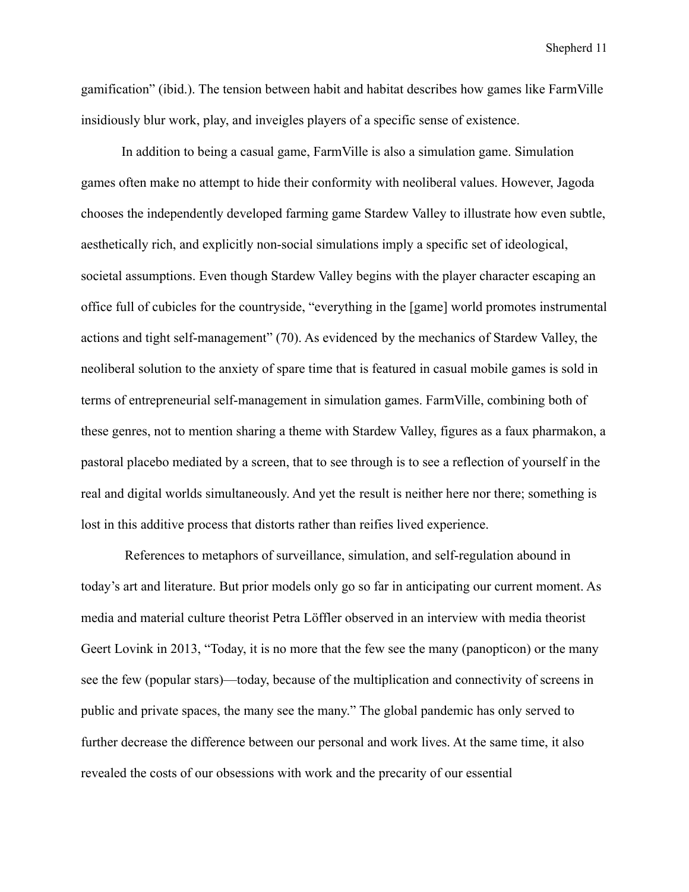gamification" (ibid.). The tension between habit and habitat describes how games like FarmVille insidiously blur work, play, and inveigles players of a specific sense of existence.

In addition to being a casual game, FarmVille is also a simulation game. Simulation games often make no attempt to hide their conformity with neoliberal values. However, Jagoda chooses the independently developed farming game Stardew Valley to illustrate how even subtle, aesthetically rich, and explicitly non-social simulations imply a specific set of ideological, societal assumptions. Even though Stardew Valley begins with the player character escaping an office full of cubicles for the countryside, "everything in the [game] world promotes instrumental actions and tight self-management" (70). As evidenced by the mechanics of Stardew Valley, the neoliberal solution to the anxiety of spare time that is featured in casual mobile games is sold in terms of entrepreneurial self-management in simulation games. FarmVille, combining both of these genres, not to mention sharing a theme with Stardew Valley, figures as a faux pharmakon, a pastoral placebo mediated by a screen, that to see through is to see a reflection of yourself in the real and digital worlds simultaneously. And yet the result is neither here nor there; something is lost in this additive process that distorts rather than reifies lived experience.

References to metaphors of surveillance, simulation, and self-regulation abound in today's art and literature. But prior models only go so far in anticipating our current moment. As media and material culture theorist Petra Löffler observed in an interview with media theorist Geert Lovink in 2013, "Today, it is no more that the few see the many (panopticon) or the many see the few (popular stars)—today, because of the multiplication and connectivity of screens in public and private spaces, the many see the many." The global pandemic has only served to further decrease the difference between our personal and work lives. At the same time, it also revealed the costs of our obsessions with work and the precarity of our essential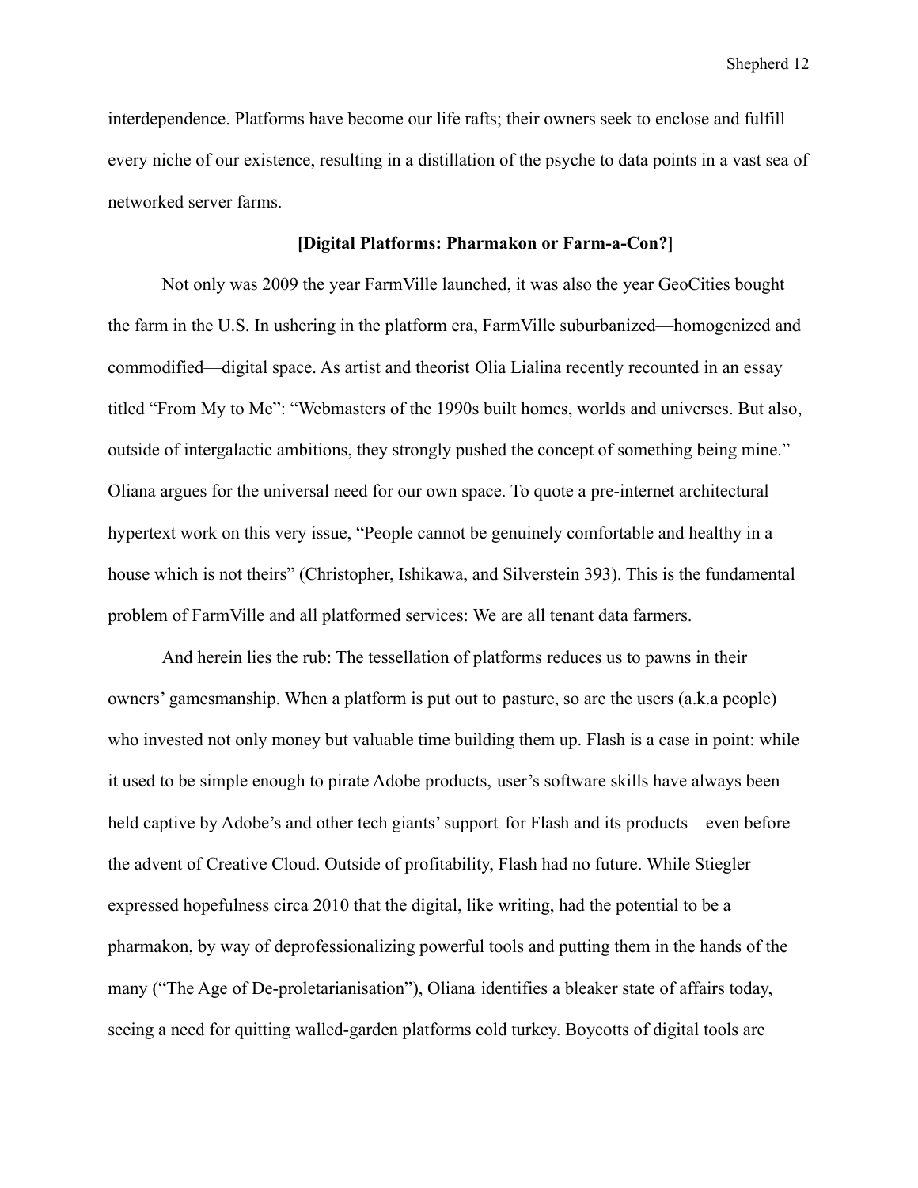interdependence. Platforms have become our life rafts; their owners seek to enclose and fulfill every niche of our existence, resulting in a distillation of the psyche to data points in a vast sea of networked server farms.

## [Digital Platforms: Pharmakon or Farm-a-Con?]

Not only was 2009 the year FarmVille launched, it was also the year GeoCities bought the farm in the U.S. In ushering in the platform era, FarmVille suburbanized—homogenized and commodified—digital space. As artist and theorist Olia Lialina recently recounted in an essay titled "From My to Me": "Webmasters of the 1990s built homes, worlds and universes. But also, outside of intergalactic ambitions, they strongly pushed the concept of something being mine." Oliana argues for the universal need for our own space. To quote a pre-internet architectural hypertext work on this very issue, "People cannot be genuinely comfortable and healthy in a house which is not theirs" (Christopher, Ishikawa, and Silverstein 393). This is the fundamental problem of FarmVille and all platformed services: We are all tenant data farmers.

And herein lies the rub: The tessellation of platforms reduces us to pawns in their owners' gamesmanship. When a platform is put out to pasture, so are the users (a.k.a people) who invested not only money but valuable time building them up. Flash is a case in point: while it used to be simple enough to pirate Adobe products, user's software skills have always been held captive by Adobe's and other tech giants' support for Flash and its products—even before the advent of Creative Cloud. Outside of profitability, Flash had no future. While Stiegler expressed hopefulness circa 2010 that the digital, like writing, had the potential to be a pharmakon, by way of deprofessionalizing powerful tools and putting them in the hands of the many ("The Age of De-proletarianisation"), Oliana identifies a bleaker state of affairs today, seeing a need for quitting walled-garden platforms cold turkey. Boycotts of digital tools are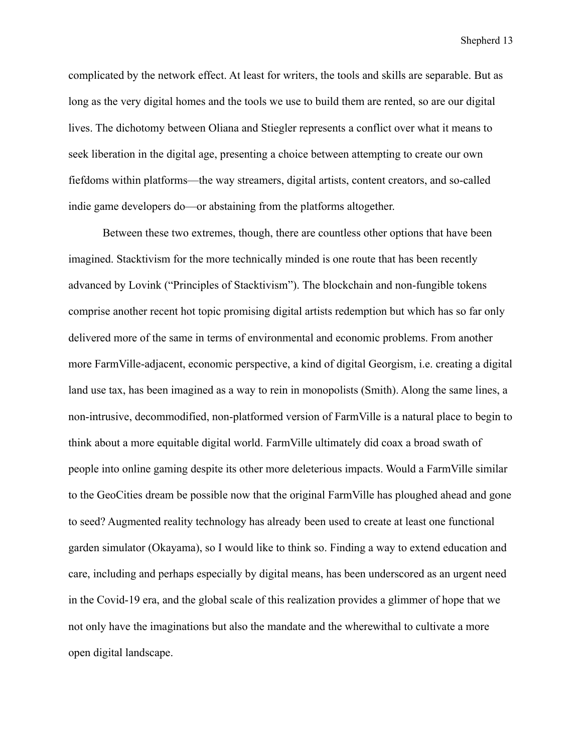complicated by the network effect. At least for writers, the tools and skills are separable. But as long as the very digital homes and the tools we use to build them are rented, so are our digital lives. The dichotomy between Oliana and Stiegler represents a conflict over what it means to seek liberation in the digital age, presenting a choice between attempting to create our own fiefdoms within platforms—the way streamers, digital artists, content creators, and so-called indie game developers do—or abstaining from the platforms altogether.

Between these two extremes, though, there are countless other options that have been imagined. Stacktivism for the more technically minded is one route that has been recently advanced by Lovink ("Principles of Stacktivism"). The blockchain and non-fungible tokens comprise another recent hot topic promising digital artists redemption but which has so far only delivered more of the same in terms of environmental and economic problems. From another more FarmVille-adjacent, economic perspective, a kind of digital Georgism, i.e. creating a digital land use tax, has been imagined as a way to rein in monopolists (Smith). Along the same lines, a non-intrusive, decommodified, non-platformed version of FarmVille is a natural place to begin to think about a more equitable digital world. FarmVille ultimately did coax a broad swath of people into online gaming despite its other more deleterious impacts. Would a FarmVille similar to the GeoCities dream be possible now that the original FarmVille has ploughed ahead and gone to seed? Augmented reality technology has already been used to create at least one functional garden simulator (Okayama), so I would like to think so. Finding a way to extend education and care, including and perhaps especially by digital means, has been underscored as an urgent need in the Covid-19 era, and the global scale of this realization provides a glimmer of hope that we not only have the imaginations but also the mandate and the wherewithal to cultivate a more open digital landscape.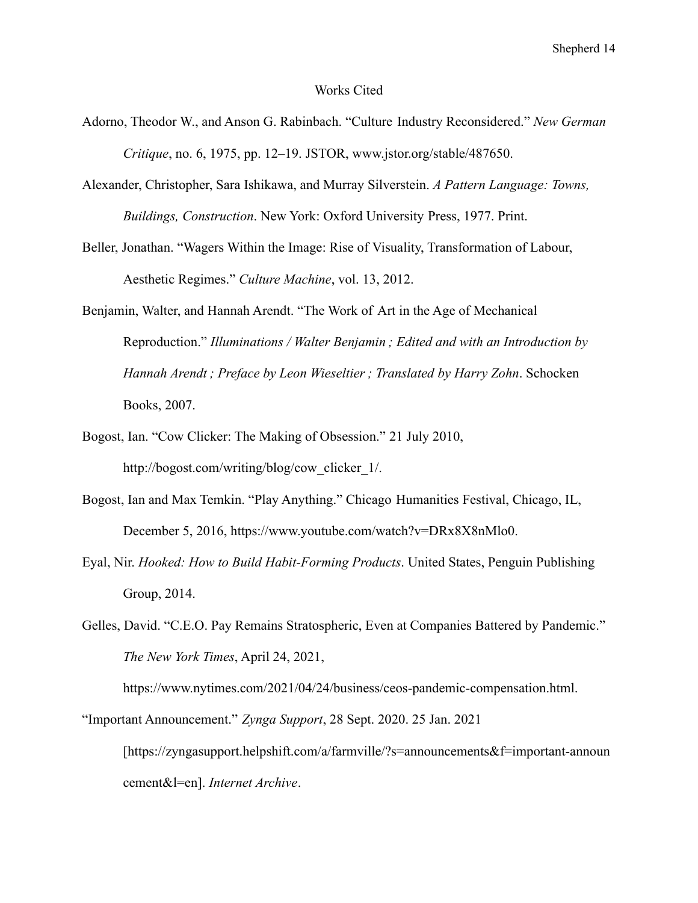# Works Cited

Adorno, Theodor W., and Anson G. Rabinbach. "Culture Industry Reconsidered." *New German Critique*, no. 6, 1975, pp. 12–19. JSTOR, www.jstor.org/stable/487650.

Alexander, Christopher, Sara Ishikawa, and Murray Silverstein. *A Pattern Language: Towns, Buildings, Construction*. New York: Oxford University Press, 1977. Print.

Beller, Jonathan. "Wagers Within the Image: Rise of Visuality, Transformation of Labour, Aesthetic Regimes." *Culture Machine*, vol. 13, 2012.

Benjamin, Walter, and Hannah Arendt. "The Work of Art in the Age of Mechanical Reproduction." *Illuminations / Walter Benjamin ; Edited and with an Introduction by Hannah Arendt ; Preface by Leon Wieseltier ; Translated by Harry Zohn*. Schocken Books, 2007.

Bogost, Ian. "Cow Clicker: The Making of Obsession." 21 July 2010, http://bogost.com/writing/blog/cow_clicker_1/.

Bogost, Ian and Max Temkin. "Play Anything." Chicago Humanities Festival, Chicago, IL, December 5, 2016, https://www.youtube.com/watch?v=DRx8X8nMlo0.

Eyal, Nir. *Hooked: How to Build Habit-Forming Products*. United States, Penguin Publishing Group, 2014.

Gelles, David. "C.E.O. Pay Remains Stratospheric, Even at Companies Battered by Pandemic." *The New York Times*, April 24, 2021, https://www.nytimes.com/2021/04/24/business/ceos-pandemic-compensation.html.

"Important Announcement." *Zynga Support*, 28 Sept. 2020. 25 Jan. 2021 [https://zyngasupport.helpshift.com/a/farmville/?s=announcements&f=important-announcement&l=en]. *Internet Archive*.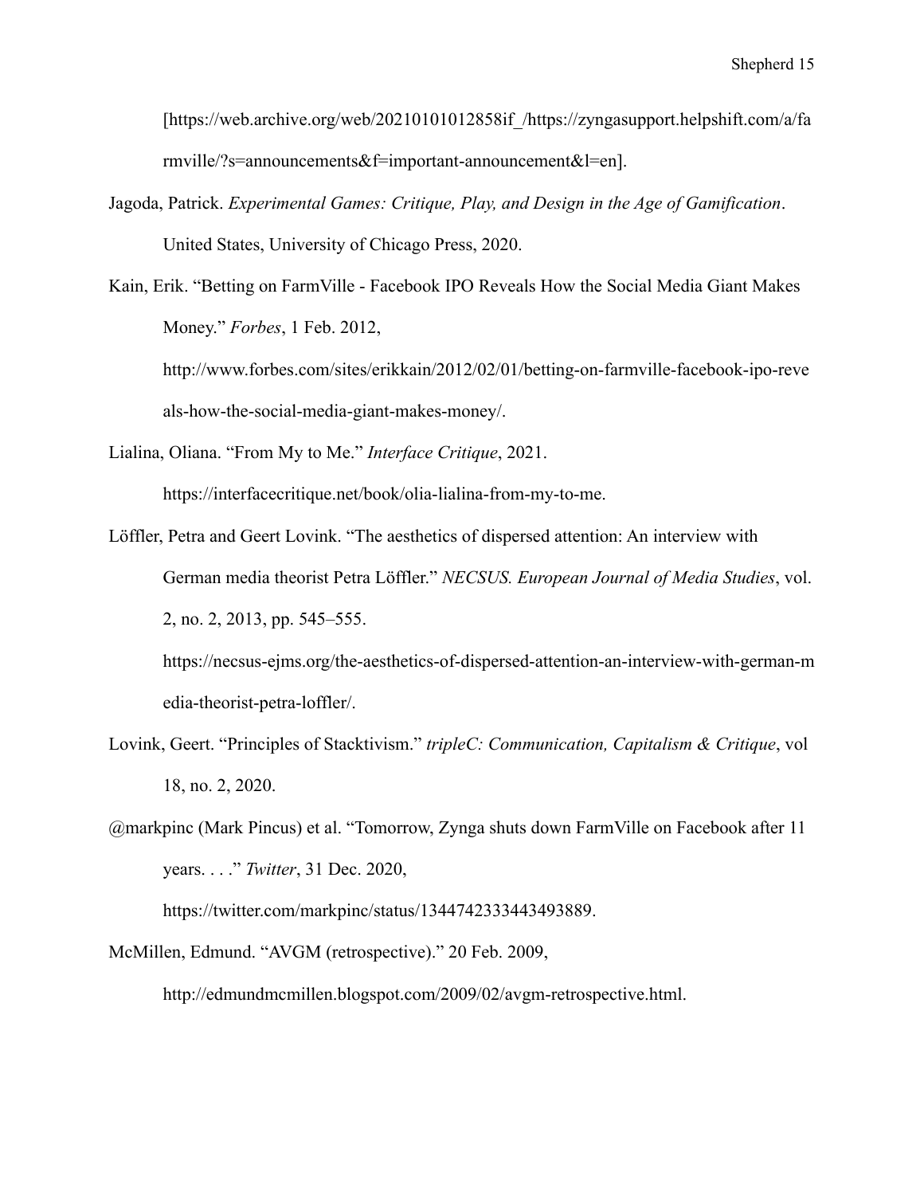[https://web.archive.org/web/20210101012858if_/https://zyngasupport.helpshift.com/a/farmville/?s=announcements&f=important-announcement&l=en].

Jagoda, Patrick. *Experimental Games: Critique, Play, and Design in the Age of Gamification*. United States, University of Chicago Press, 2020.

Kain, Erik. "Betting on FarmVille - Facebook IPO Reveals How the Social Media Giant Makes Money." *Forbes*, 1 Feb. 2012, http://www.forbes.com/sites/erikkain/2012/02/01/betting-on-farmville-facebook-ipo-reveals-how-the-social-media-giant-makes-money/.

Lialina, Oliana. "From My to Me." *Interface Critique*, 2021. https://interfacecritique.net/book/olia-lialina-from-my-to-me.

Löffler, Petra and Geert Lovink. "The aesthetics of dispersed attention: An interview with German media theorist Petra Löffler." *NECSUS. European Journal of Media Studies*, vol. 2, no. 2, 2013, pp. 545–555. https://necsus-ejms.org/the-aesthetics-of-dispersed-attention-an-interview-with-german-media-theorist-petra-loffler/.

Lovink, Geert. "Principles of Stacktivism." *tripleC: Communication, Capitalism & Critique*, vol 18, no. 2, 2020.

@markpinc (Mark Pincus) et al. "Tomorrow, Zynga shuts down FarmVille on Facebook after 11 years. . . ." *Twitter*, 31 Dec. 2020, https://twitter.com/markpinc/status/1344742333443493889.

McMillen, Edmund. "AVGM (retrospective)." 20 Feb. 2009, http://edmundmcmillen.blogspot.com/2009/02/avgm-retrospective.html.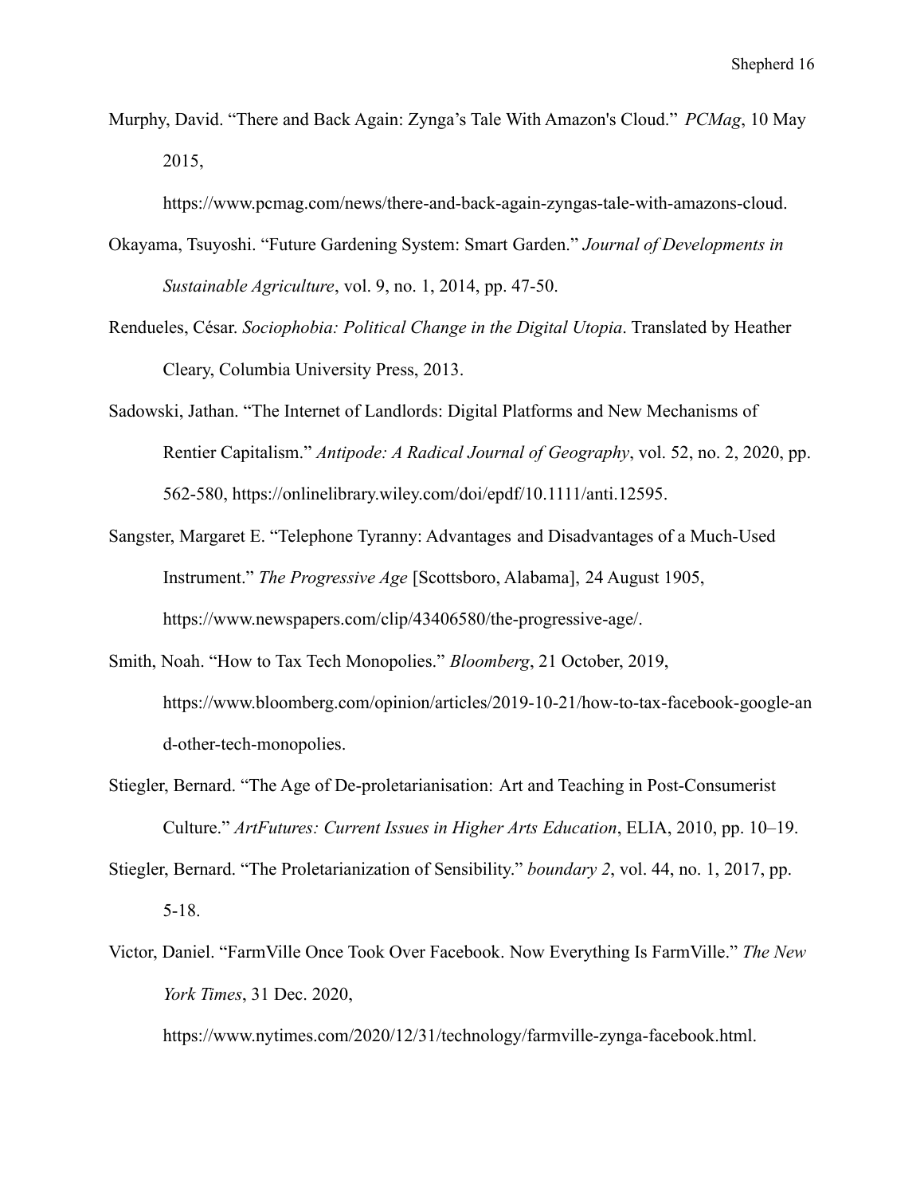Murphy, David. "There and Back Again: Zynga's Tale With Amazon's Cloud." *PCMag*, 10 May 2015, https://www.pcmag.com/news/there-and-back-again-zyngas-tale-with-amazons-cloud.

Okayama, Tsuyoshi. "Future Gardening System: Smart Garden." *Journal of Developments in Sustainable Agriculture*, vol. 9, no. 1, 2014, pp. 47-50.

Rendueles, César. *Sociophobia: Political Change in the Digital Utopia*. Translated by Heather Cleary, Columbia University Press, 2013.

Sadowski, Jathan. "The Internet of Landlords: Digital Platforms and New Mechanisms of Rentier Capitalism." *Antipode: A Radical Journal of Geography*, vol. 52, no. 2, 2020, pp. 562-580, https://onlinelibrary.wiley.com/doi/epdf/10.1111/anti.12595.

Sangster, Margaret E. "Telephone Tyranny: Advantages and Disadvantages of a Much-Used Instrument." *The Progressive Age* [Scottsboro, Alabama], 24 August 1905, https://www.newspapers.com/clip/43406580/the-progressive-age/.

Smith, Noah. "How to Tax Tech Monopolies." *Bloomberg*, 21 October, 2019, https://www.bloomberg.com/opinion/articles/2019-10-21/how-to-tax-facebook-google-and-other-tech-monopolies.

Stiegler, Bernard. "The Age of De-proletarianisation: Art and Teaching in Post-Consumerist Culture." *ArtFutures: Current Issues in Higher Arts Education*, ELIA, 2010, pp. 10–19.

Stiegler, Bernard. "The Proletarianization of Sensibility." *boundary 2*, vol. 44, no. 1, 2017, pp. 5-18.

Victor, Daniel. "FarmVille Once Took Over Facebook. Now Everything Is FarmVille." *The New York Times*, 31 Dec. 2020, https://www.nytimes.com/2020/12/31/technology/farmville-zynga-facebook.html.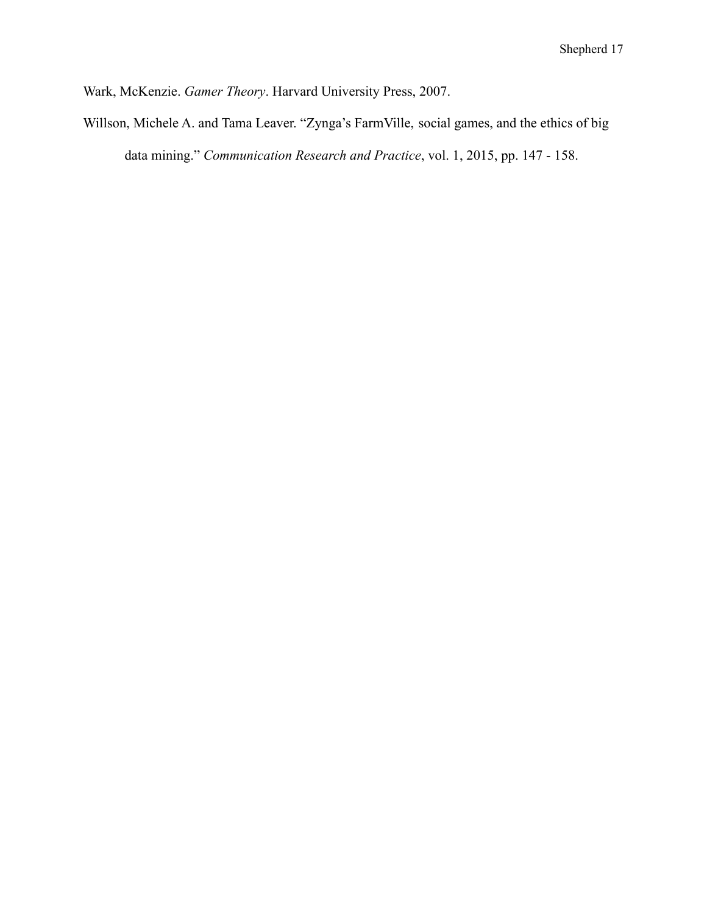Wark, McKenzie. *Gamer Theory*. Harvard University Press, 2007.

Willson, Michele A. and Tama Leaver. "Zynga's FarmVille, social games, and the ethics of big data mining." *Communication Research and Practice*, vol. 1, 2015, pp. 147 - 158.